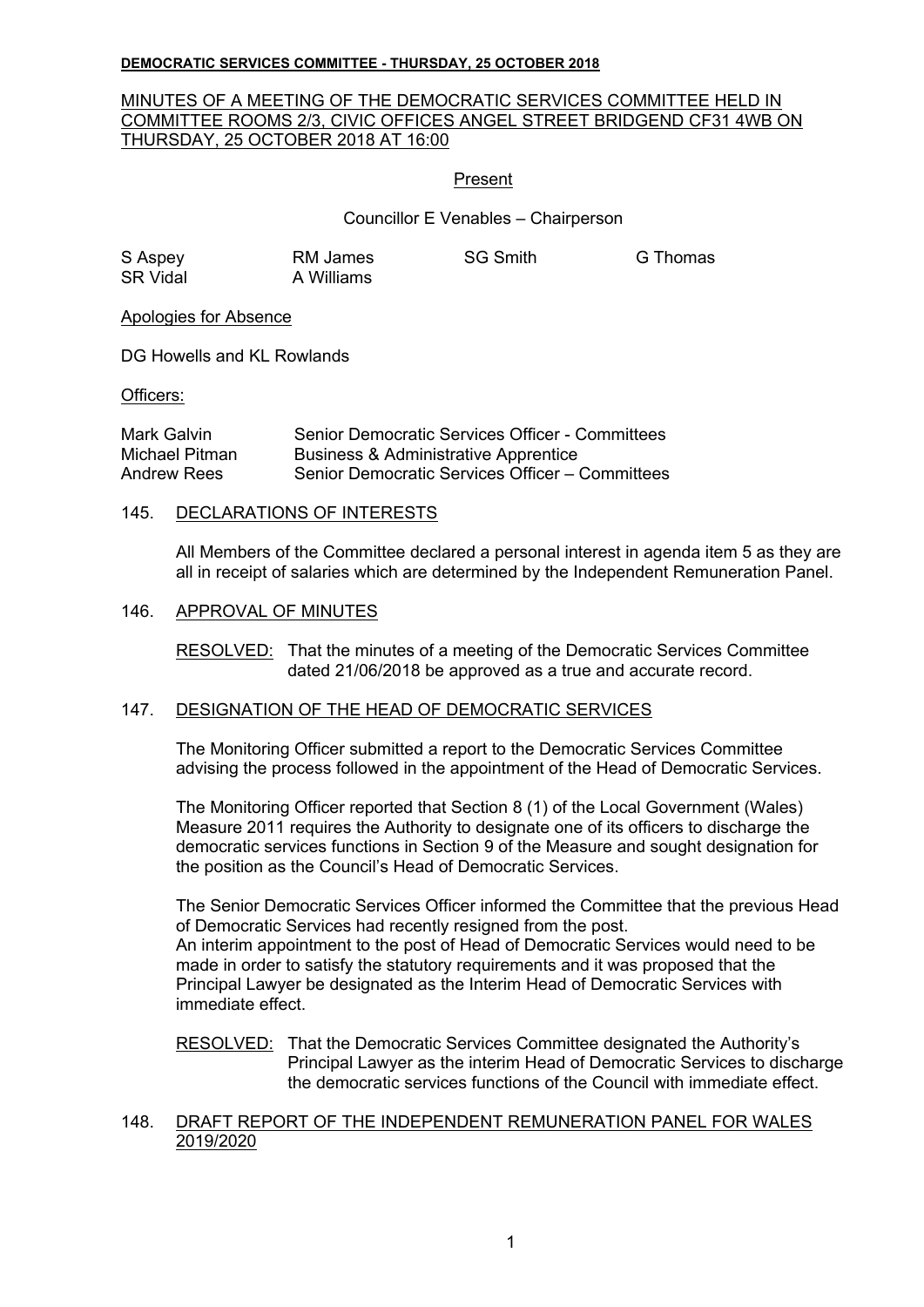**DEMOCRATIC SERVICES COMMITTEE - THURSDAY, 25 OCTOBER 2018**

MINUTES OF A MEETING OF THE DEMOCRATIC SERVICES COMMITTEE HELD IN COMMITTEE ROOMS 2/3, CIVIC OFFICES ANGEL STREET BRIDGEND CF31 4WB ON THURSDAY, 25 OCTOBER 2018 AT 16:00

Present

Councillor E Venables – Chairperson

| | | | |
|---|---|---|---|
| S Aspey | RM James | SG Smith | G Thomas |
| SR Vidal | A Williams | | |

Apologies for Absence

DG Howells and KL Rowlands

Officers:

| | |
|---|---|
| Mark Galvin | Senior Democratic Services Officer - Committees |
| Michael Pitman | Business & Administrative Apprentice |
| Andrew Rees | Senior Democratic Services Officer – Committees |

145. DECLARATIONS OF INTERESTS

All Members of the Committee declared a personal interest in agenda item 5 as they are all in receipt of salaries which are determined by the Independent Remuneration Panel.

146. APPROVAL OF MINUTES

RESOLVED: That the minutes of a meeting of the Democratic Services Committee dated 21/06/2018 be approved as a true and accurate record.

147. DESIGNATION OF THE HEAD OF DEMOCRATIC SERVICES

The Monitoring Officer submitted a report to the Democratic Services Committee advising the process followed in the appointment of the Head of Democratic Services.

The Monitoring Officer reported that Section 8 (1) of the Local Government (Wales) Measure 2011 requires the Authority to designate one of its officers to discharge the democratic services functions in Section 9 of the Measure and sought designation for the position as the Council's Head of Democratic Services.

The Senior Democratic Services Officer informed the Committee that the previous Head of Democratic Services had recently resigned from the post.
An interim appointment to the post of Head of Democratic Services would need to be made in order to satisfy the statutory requirements and it was proposed that the Principal Lawyer be designated as the Interim Head of Democratic Services with immediate effect.

RESOLVED: That the Democratic Services Committee designated the Authority's Principal Lawyer as the interim Head of Democratic Services to discharge the democratic services functions of the Council with immediate effect.

148. DRAFT REPORT OF THE INDEPENDENT REMUNERATION PANEL FOR WALES 2019/2020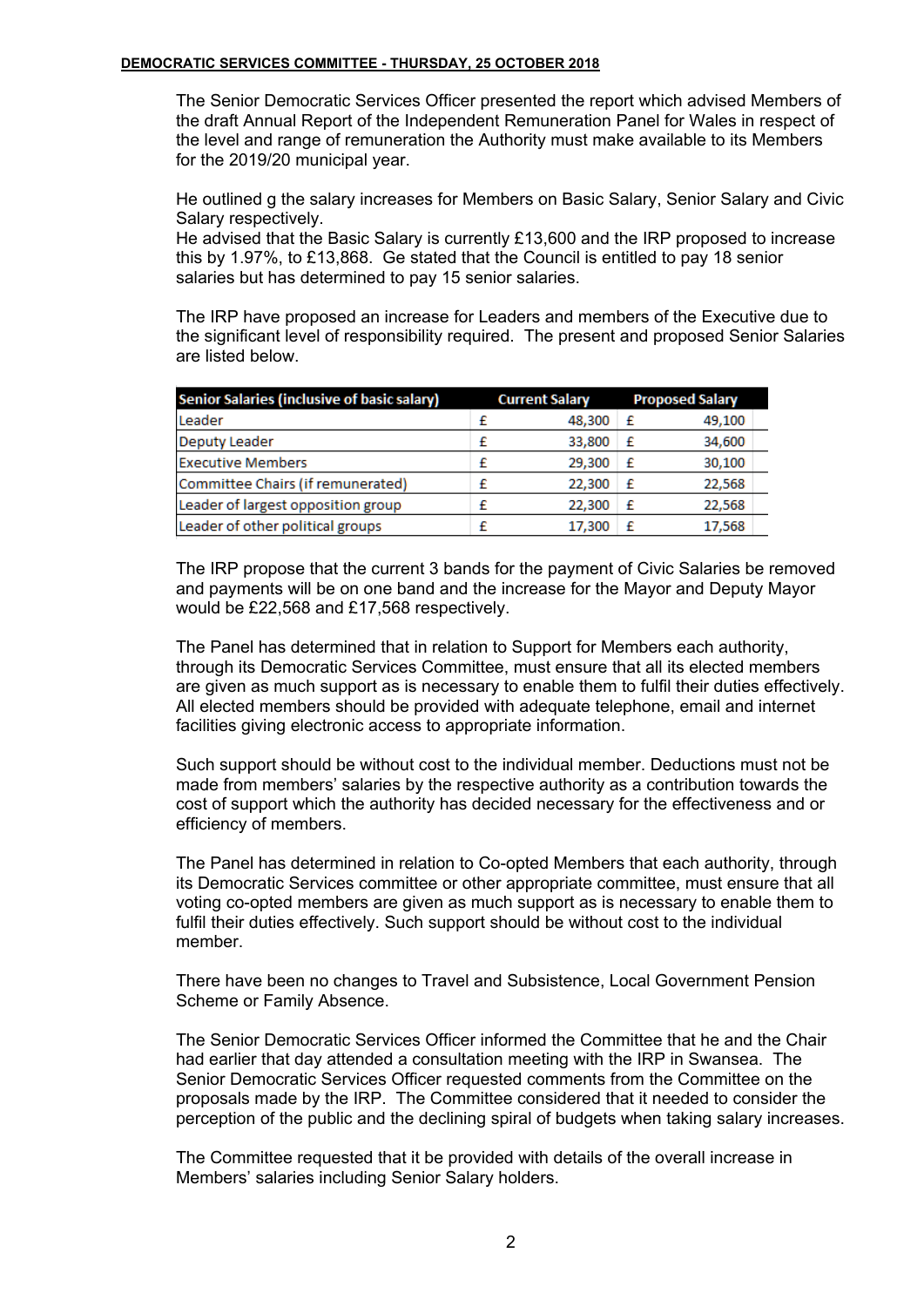The Senior Democratic Services Officer presented the report which advised Members of the draft Annual Report of the Independent Remuneration Panel for Wales in respect of the level and range of remuneration the Authority must make available to its Members for the 2019/20 municipal year.

He outlined g the salary increases for Members on Basic Salary, Senior Salary and Civic Salary respectively.
He advised that the Basic Salary is currently £13,600 and the IRP proposed to increase this by 1.97%, to £13,868. Ge stated that the Council is entitled to pay 18 senior salaries but has determined to pay 15 senior salaries.

The IRP have proposed an increase for Leaders and members of the Executive due to the significant level of responsibility required. The present and proposed Senior Salaries are listed below.

| Senior Salaries (inclusive of basic salary) | Current Salary | | Proposed Salary | |
|---|---|---|---|---|
| Leader | £ | 48,300 | £ | 49,100 |
| Deputy Leader | £ | 33,800 | £ | 34,600 |
| Executive Members | £ | 29,300 | £ | 30,100 |
| Committee Chairs (if remunerated) | £ | 22,300 | £ | 22,568 |
| Leader of largest opposition group | £ | 22,300 | £ | 22,568 |
| Leader of other political groups | £ | 17,300 | £ | 17,568 |

The IRP propose that the current 3 bands for the payment of Civic Salaries be removed and payments will be on one band and the increase for the Mayor and Deputy Mayor would be £22,568 and £17,568 respectively.

The Panel has determined that in relation to Support for Members each authority, through its Democratic Services Committee, must ensure that all its elected members are given as much support as is necessary to enable them to fulfil their duties effectively. All elected members should be provided with adequate telephone, email and internet facilities giving electronic access to appropriate information.

Such support should be without cost to the individual member. Deductions must not be made from members' salaries by the respective authority as a contribution towards the cost of support which the authority has decided necessary for the effectiveness and or efficiency of members.

The Panel has determined in relation to Co-opted Members that each authority, through its Democratic Services committee or other appropriate committee, must ensure that all voting co-opted members are given as much support as is necessary to enable them to fulfil their duties effectively. Such support should be without cost to the individual member.

There have been no changes to Travel and Subsistence, Local Government Pension Scheme or Family Absence.

The Senior Democratic Services Officer informed the Committee that he and the Chair had earlier that day attended a consultation meeting with the IRP in Swansea. The Senior Democratic Services Officer requested comments from the Committee on the proposals made by the IRP. The Committee considered that it needed to consider the perception of the public and the declining spiral of budgets when taking salary increases.

The Committee requested that it be provided with details of the overall increase in Members' salaries including Senior Salary holders.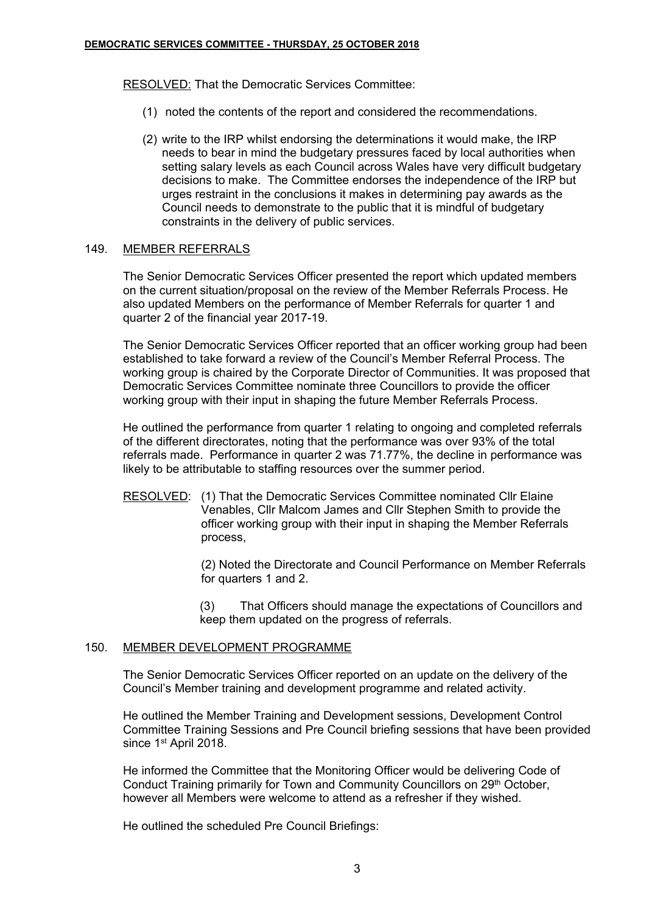RESOLVED: That the Democratic Services Committee:

(1) noted the contents of the report and considered the recommendations.

(2) write to the IRP whilst endorsing the determinations it would make, the IRP needs to bear in mind the budgetary pressures faced by local authorities when setting salary levels as each Council across Wales have very difficult budgetary decisions to make. The Committee endorses the independence of the IRP but urges restraint in the conclusions it makes in determining pay awards as the Council needs to demonstrate to the public that it is mindful of budgetary constraints in the delivery of public services.

## 149. MEMBER REFERRALS

The Senior Democratic Services Officer presented the report which updated members on the current situation/proposal on the review of the Member Referrals Process. He also updated Members on the performance of Member Referrals for quarter 1 and quarter 2 of the financial year 2017-19.

The Senior Democratic Services Officer reported that an officer working group had been established to take forward a review of the Council's Member Referral Process. The working group is chaired by the Corporate Director of Communities. It was proposed that Democratic Services Committee nominate three Councillors to provide the officer working group with their input in shaping the future Member Referrals Process.

He outlined the performance from quarter 1 relating to ongoing and completed referrals of the different directorates, noting that the performance was over 93% of the total referrals made. Performance in quarter 2 was 71.77%, the decline in performance was likely to be attributable to staffing resources over the summer period.

RESOLVED: (1) That the Democratic Services Committee nominated Cllr Elaine Venables, Cllr Malcom James and Cllr Stephen Smith to provide the officer working group with their input in shaping the Member Referrals process,

(2) Noted the Directorate and Council Performance on Member Referrals for quarters 1 and 2.

(3) That Officers should manage the expectations of Councillors and keep them updated on the progress of referrals.

## 150. MEMBER DEVELOPMENT PROGRAMME

The Senior Democratic Services Officer reported on an update on the delivery of the Council's Member training and development programme and related activity.

He outlined the Member Training and Development sessions, Development Control Committee Training Sessions and Pre Council briefing sessions that have been provided since 1st April 2018.

He informed the Committee that the Monitoring Officer would be delivering Code of Conduct Training primarily for Town and Community Councillors on 29th October, however all Members were welcome to attend as a refresher if they wished.

He outlined the scheduled Pre Council Briefings: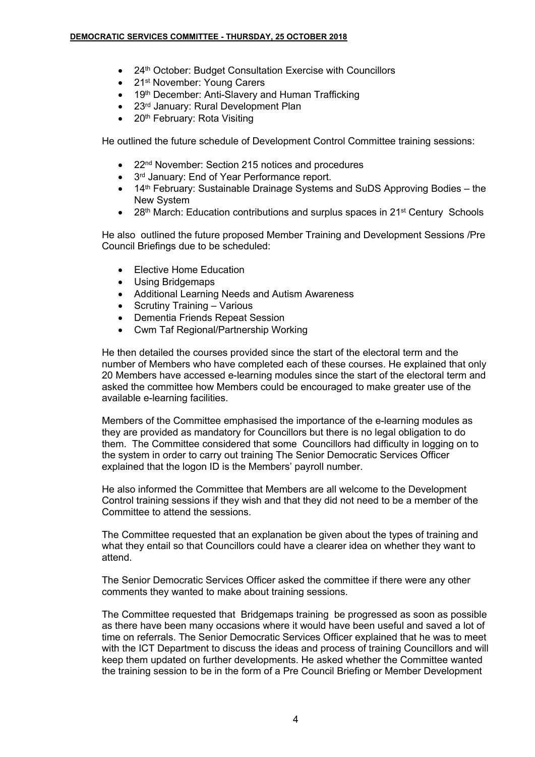- 24th October: Budget Consultation Exercise with Councillors
- 21st November: Young Carers
- 19th December: Anti-Slavery and Human Trafficking
- 23rd January: Rural Development Plan
- 20th February: Rota Visiting

He outlined the future schedule of Development Control Committee training sessions:

- 22nd November: Section 215 notices and procedures
- 3rd January: End of Year Performance report.
- 14th February: Sustainable Drainage Systems and SuDS Approving Bodies – the New System
- 28th March: Education contributions and surplus spaces in 21st Century Schools

He also outlined the future proposed Member Training and Development Sessions /Pre Council Briefings due to be scheduled:

- Elective Home Education
- Using Bridgemaps
- Additional Learning Needs and Autism Awareness
- Scrutiny Training – Various
- Dementia Friends Repeat Session
- Cwm Taf Regional/Partnership Working

He then detailed the courses provided since the start of the electoral term and the number of Members who have completed each of these courses. He explained that only 20 Members have accessed e-learning modules since the start of the electoral term and asked the committee how Members could be encouraged to make greater use of the available e-learning facilities.

Members of the Committee emphasised the importance of the e-learning modules as they are provided as mandatory for Councillors but there is no legal obligation to do them. The Committee considered that some Councillors had difficulty in logging on to the system in order to carry out training The Senior Democratic Services Officer explained that the logon ID is the Members' payroll number.

He also informed the Committee that Members are all welcome to the Development Control training sessions if they wish and that they did not need to be a member of the Committee to attend the sessions.

The Committee requested that an explanation be given about the types of training and what they entail so that Councillors could have a clearer idea on whether they want to attend.

The Senior Democratic Services Officer asked the committee if there were any other comments they wanted to make about training sessions.

The Committee requested that Bridgemaps training be progressed as soon as possible as there have been many occasions where it would have been useful and saved a lot of time on referrals. The Senior Democratic Services Officer explained that he was to meet with the ICT Department to discuss the ideas and process of training Councillors and will keep them updated on further developments. He asked whether the Committee wanted the training session to be in the form of a Pre Council Briefing or Member Development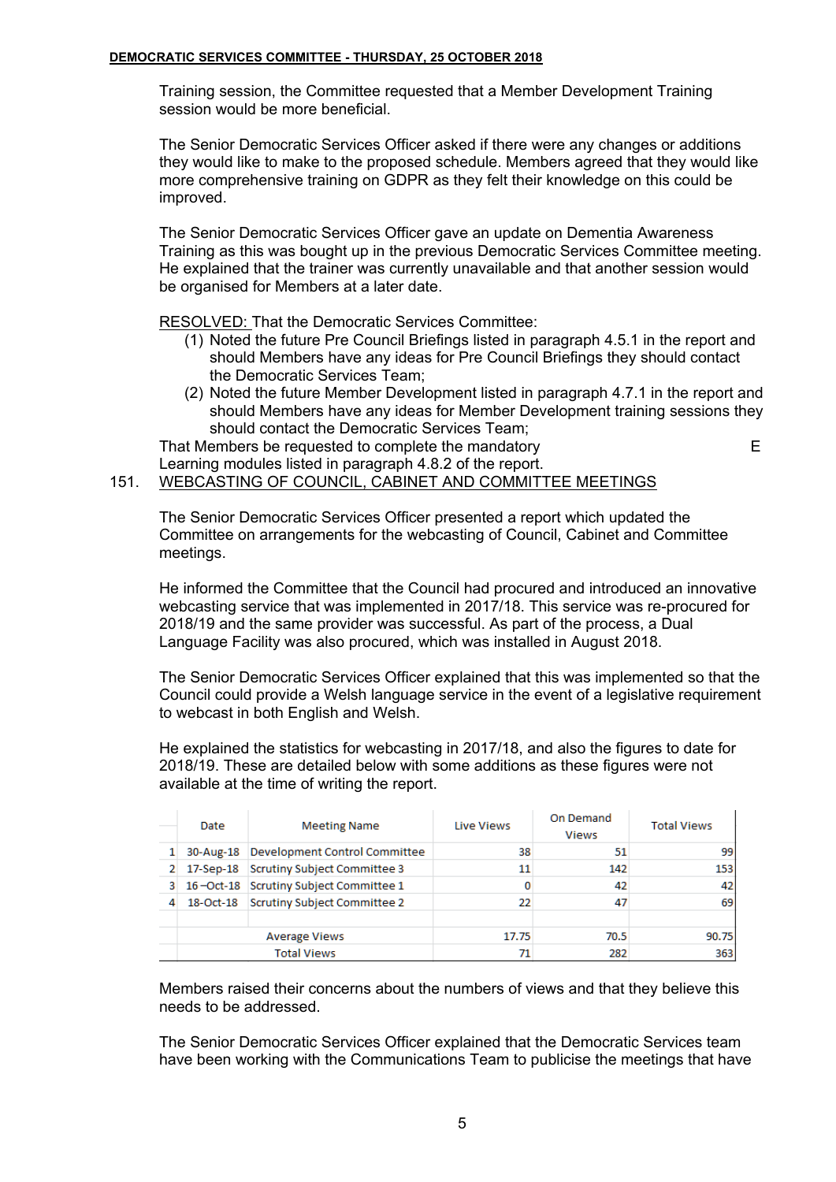Training session, the Committee requested that a Member Development Training session would be more beneficial.

The Senior Democratic Services Officer asked if there were any changes or additions they would like to make to the proposed schedule. Members agreed that they would like more comprehensive training on GDPR as they felt their knowledge on this could be improved.

The Senior Democratic Services Officer gave an update on Dementia Awareness Training as this was bought up in the previous Democratic Services Committee meeting. He explained that the trainer was currently unavailable and that another session would be organised for Members at a later date.

RESOLVED: That the Democratic Services Committee:

(1) Noted the future Pre Council Briefings listed in paragraph 4.5.1 in the report and should Members have any ideas for Pre Council Briefings they should contact the Democratic Services Team;
(2) Noted the future Member Development listed in paragraph 4.7.1 in the report and should Members have any ideas for Member Development training sessions they should contact the Democratic Services Team;

That Members be requested to complete the mandatory E Learning modules listed in paragraph 4.8.2 of the report.

151. WEBCASTING OF COUNCIL, CABINET AND COMMITTEE MEETINGS

The Senior Democratic Services Officer presented a report which updated the Committee on arrangements for the webcasting of Council, Cabinet and Committee meetings.

He informed the Committee that the Council had procured and introduced an innovative webcasting service that was implemented in 2017/18. This service was re-procured for 2018/19 and the same provider was successful. As part of the process, a Dual Language Facility was also procured, which was installed in August 2018.

The Senior Democratic Services Officer explained that this was implemented so that the Council could provide a Welsh language service in the event of a legislative requirement to webcast in both English and Welsh.

He explained the statistics for webcasting in 2017/18, and also the figures to date for 2018/19. These are detailed below with some additions as these figures were not available at the time of writing the report.

| | Date | Meeting Name | Live Views | On Demand Views | Total Views |
|---|---|---|---|---|---|
| 1 | 30-Aug-18 | Development Control Committee | 38 | 51 | 99 |
| 2 | 17-Sep-18 | Scrutiny Subject Committee 3 | 11 | 142 | 153 |
| 3 | 16 –Oct-18 | Scrutiny Subject Committee 1 | 0 | 42 | 42 |
| 4 | 18-Oct-18 | Scrutiny Subject Committee 2 | 22 | 47 | 69 |
| | | | | | |
| | | Average Views | 17.75 | 70.5 | 90.75 |
| | | Total Views | 71 | 282 | 363 |

Members raised their concerns about the numbers of views and that they believe this needs to be addressed.

The Senior Democratic Services Officer explained that the Democratic Services team have been working with the Communications Team to publicise the meetings that have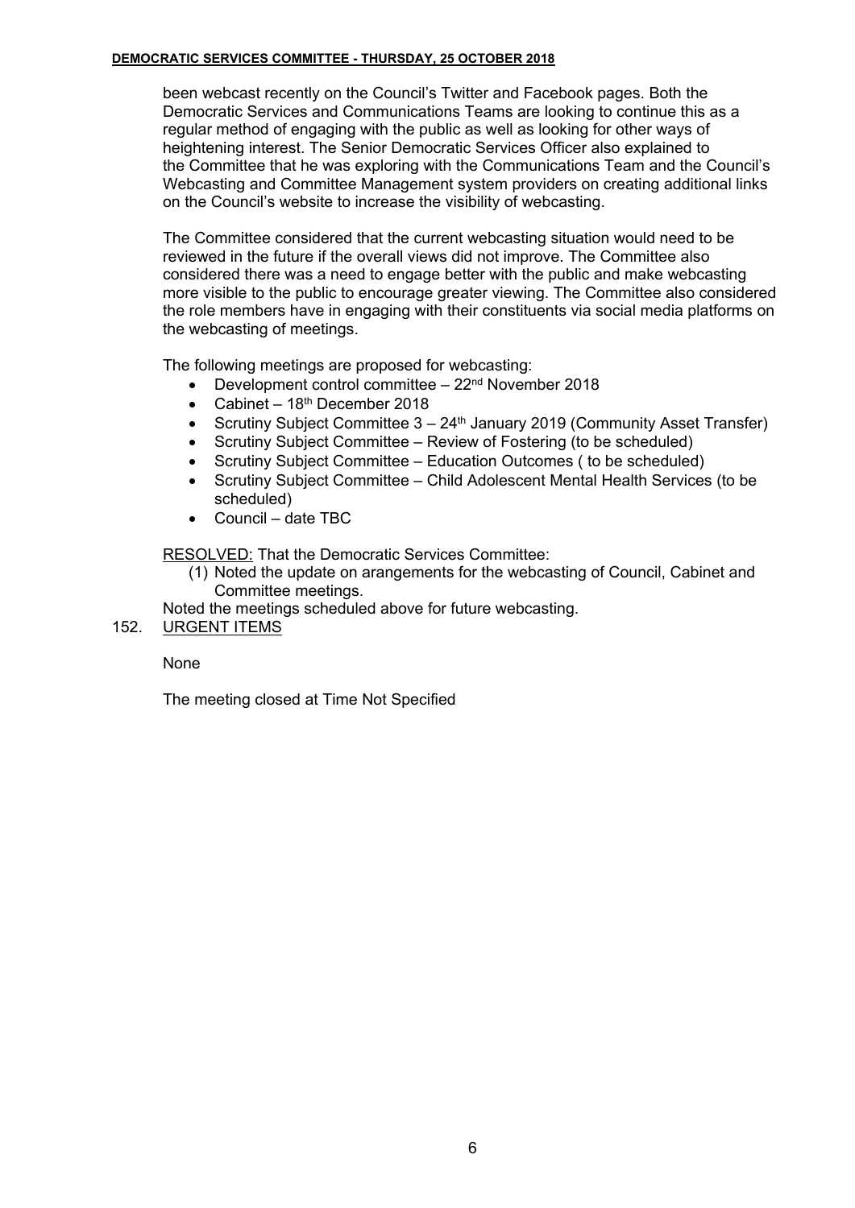been webcast recently on the Council's Twitter and Facebook pages. Both the Democratic Services and Communications Teams are looking to continue this as a regular method of engaging with the public as well as looking for other ways of heightening interest. The Senior Democratic Services Officer also explained to the Committee that he was exploring with the Communications Team and the Council's Webcasting and Committee Management system providers on creating additional links on the Council's website to increase the visibility of webcasting.

The Committee considered that the current webcasting situation would need to be reviewed in the future if the overall views did not improve. The Committee also considered there was a need to engage better with the public and make webcasting more visible to the public to encourage greater viewing. The Committee also considered the role members have in engaging with their constituents via social media platforms on the webcasting of meetings.

The following meetings are proposed for webcasting:

- Development control committee – 22nd November 2018
- Cabinet – 18th December 2018
- Scrutiny Subject Committee 3 – 24th January 2019 (Community Asset Transfer)
- Scrutiny Subject Committee – Review of Fostering (to be scheduled)
- Scrutiny Subject Committee – Education Outcomes ( to be scheduled)
- Scrutiny Subject Committee – Child Adolescent Mental Health Services (to be scheduled)
- Council – date TBC

RESOLVED: That the Democratic Services Committee:

(1) Noted the update on arangements for the webcasting of Council, Cabinet and Committee meetings.

Noted the meetings scheduled above for future webcasting.

152. URGENT ITEMS

None

The meeting closed at Time Not Specified